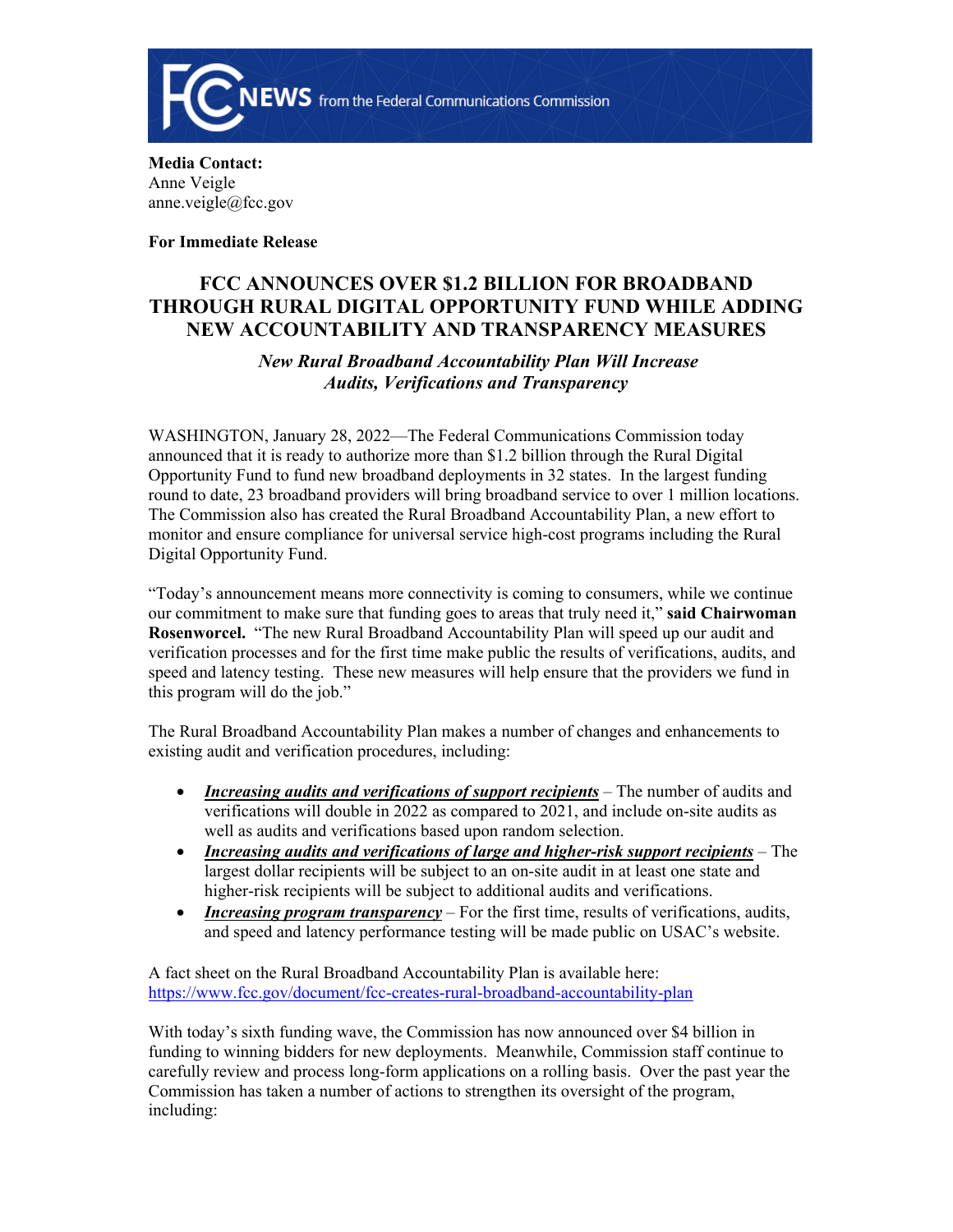**Media Contact:**
Anne Veigle
anne.veigle@fcc.gov

**For Immediate Release**

# FCC ANNOUNCES OVER $1.2 BILLION FOR BROADBAND THROUGH RURAL DIGITAL OPPORTUNITY FUND WHILE ADDING NEW ACCOUNTABILITY AND TRANSPARENCY MEASURES

***New Rural Broadband Accountability Plan Will Increase Audits, Verifications and Transparency***

WASHINGTON, January 28, 2022—The Federal Communications Commission today announced that it is ready to authorize more than $1.2 billion through the Rural Digital Opportunity Fund to fund new broadband deployments in 32 states. In the largest funding round to date, 23 broadband providers will bring broadband service to over 1 million locations. The Commission also has created the Rural Broadband Accountability Plan, a new effort to monitor and ensure compliance for universal service high-cost programs including the Rural Digital Opportunity Fund.

"Today's announcement means more connectivity is coming to consumers, while we continue our commitment to make sure that funding goes to areas that truly need it," **said Chairwoman Rosenworcel.** "The new Rural Broadband Accountability Plan will speed up our audit and verification processes and for the first time make public the results of verifications, audits, and speed and latency testing. These new measures will help ensure that the providers we fund in this program will do the job."

The Rural Broadband Accountability Plan makes a number of changes and enhancements to existing audit and verification procedures, including:

- ***Increasing audits and verifications of support recipients*** – The number of audits and verifications will double in 2022 as compared to 2021, and include on-site audits as well as audits and verifications based upon random selection.
- ***Increasing audits and verifications of large and higher-risk support recipients*** – The largest dollar recipients will be subject to an on-site audit in at least one state and higher-risk recipients will be subject to additional audits and verifications.
- ***Increasing program transparency*** – For the first time, results of verifications, audits, and speed and latency performance testing will be made public on USAC's website.

A fact sheet on the Rural Broadband Accountability Plan is available here: https://www.fcc.gov/document/fcc-creates-rural-broadband-accountability-plan

With today's sixth funding wave, the Commission has now announced over $4 billion in funding to winning bidders for new deployments. Meanwhile, Commission staff continue to carefully review and process long-form applications on a rolling basis. Over the past year the Commission has taken a number of actions to strengthen its oversight of the program, including: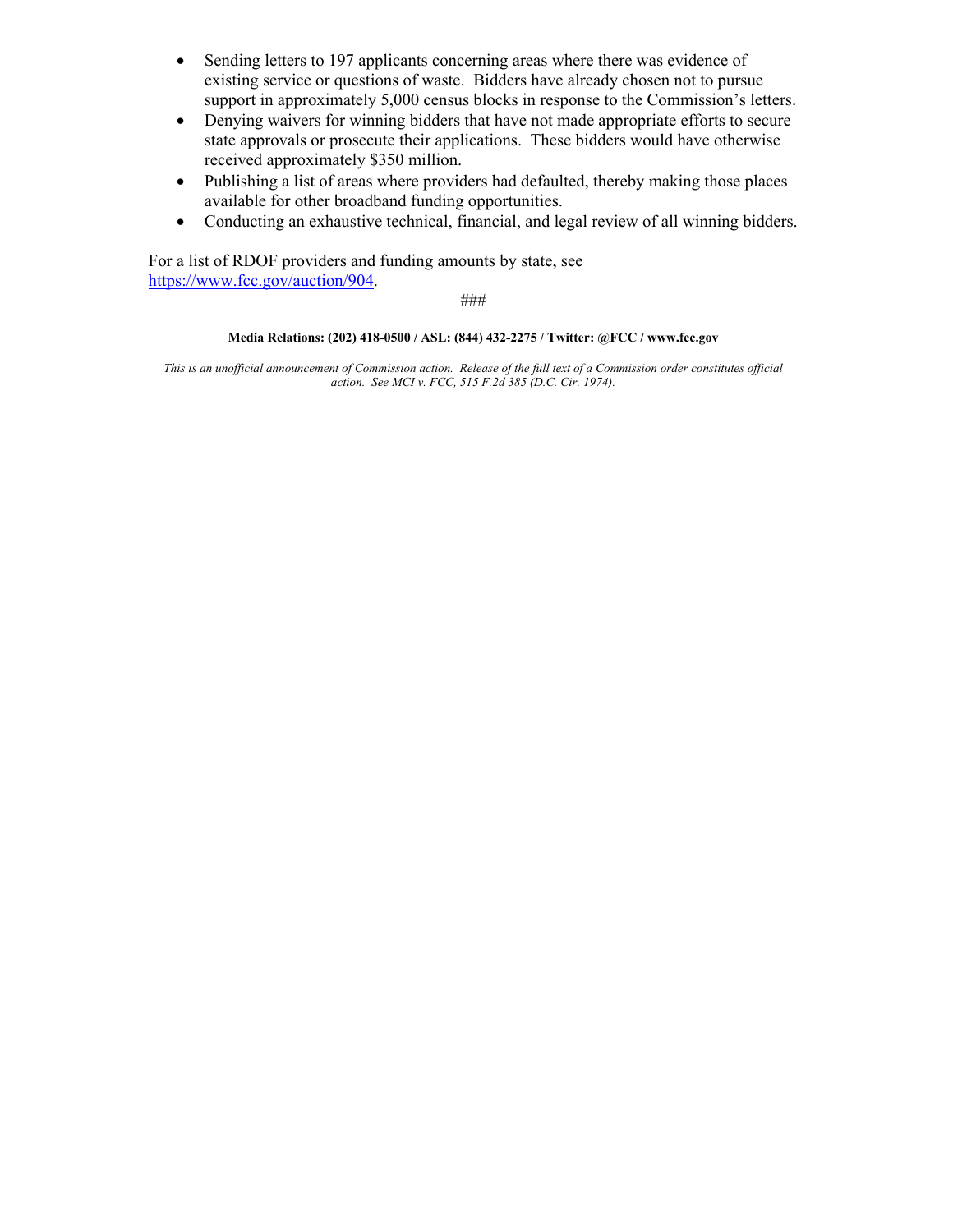- Sending letters to 197 applicants concerning areas where there was evidence of existing service or questions of waste. Bidders have already chosen not to pursue support in approximately 5,000 census blocks in response to the Commission's letters.
- Denying waivers for winning bidders that have not made appropriate efforts to secure state approvals or prosecute their applications. These bidders would have otherwise received approximately $350 million.
- Publishing a list of areas where providers had defaulted, thereby making those places available for other broadband funding opportunities.
- Conducting an exhaustive technical, financial, and legal review of all winning bidders.

For a list of RDOF providers and funding amounts by state, see [https://www.fcc.gov/auction/904](https://www.fcc.gov/auction/904).

###

**Media Relations: (202) 418-0500 / ASL: (844) 432-2275 / Twitter: @FCC / www.fcc.gov**

*This is an unofficial announcement of Commission action. Release of the full text of a Commission order constitutes official action. See MCI v. FCC, 515 F.2d 385 (D.C. Cir. 1974).*